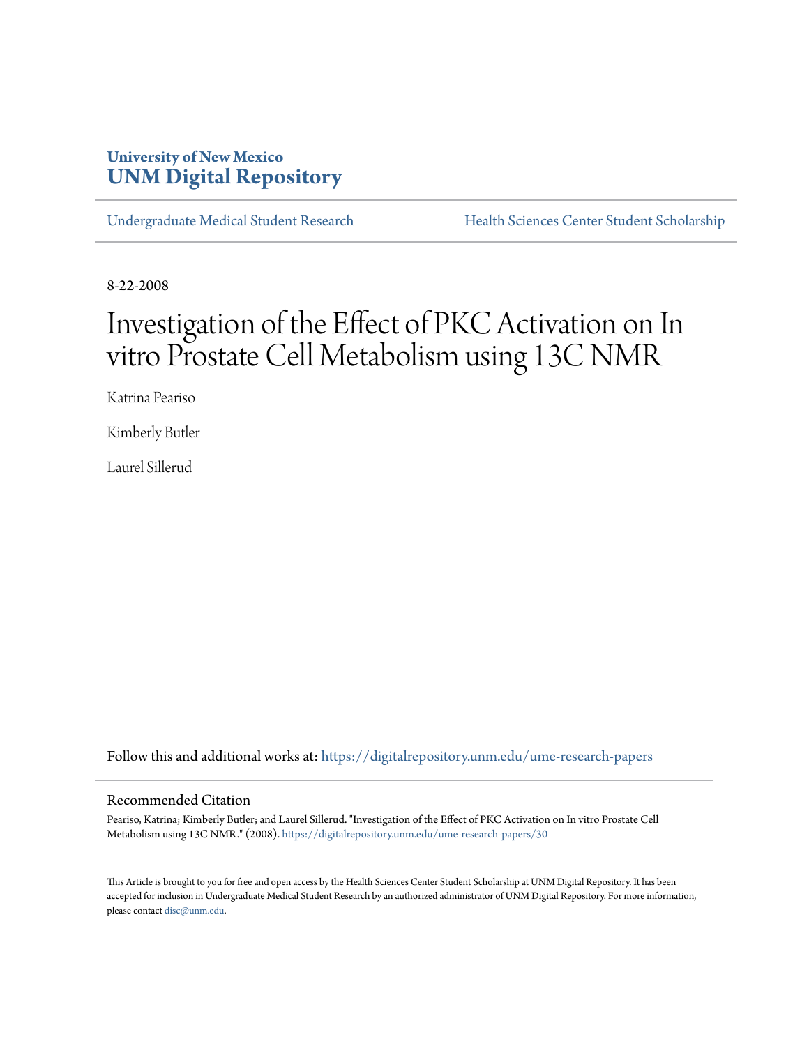University of New Mexico
**UNM Digital Repository**

Undergraduate Medical Student Research | Health Sciences Center Student Scholarship

8-22-2008

# Investigation of the Effect of PKC Activation on In vitro Prostate Cell Metabolism using 13C NMR

Katrina Peariso

Kimberly Butler

Laurel Sillerud

Follow this and additional works at: https://digitalrepository.unm.edu/ume-research-papers

## Recommended Citation

Peariso, Katrina; Kimberly Butler; and Laurel Sillerud. "Investigation of the Effect of PKC Activation on In vitro Prostate Cell Metabolism using 13C NMR." (2008). https://digitalrepository.unm.edu/ume-research-papers/30

This Article is brought to you for free and open access by the Health Sciences Center Student Scholarship at UNM Digital Repository. It has been accepted for inclusion in Undergraduate Medical Student Research by an authorized administrator of UNM Digital Repository. For more information, please contact disc@unm.edu.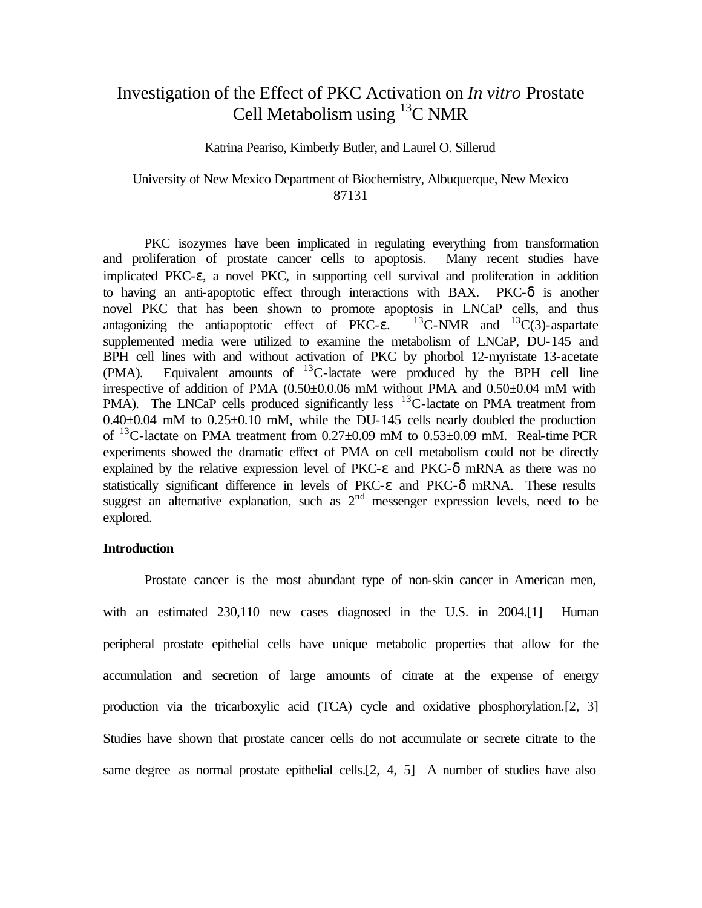# Investigation of the Effect of PKC Activation on *In vitro* Prostate Cell Metabolism using $^{13}$C NMR

Katrina Peariso, Kimberly Butler, and Laurel O. Sillerud

University of New Mexico Department of Biochemistry, Albuquerque, New Mexico 87131

PKC isozymes have been implicated in regulating everything from transformation and proliferation of prostate cancer cells to apoptosis. Many recent studies have implicated PKC-ε, a novel PKC, in supporting cell survival and proliferation in addition to having an anti-apoptotic effect through interactions with BAX. PKC-δ is another novel PKC that has been shown to promote apoptosis in LNCaP cells, and thus antagonizing the antiapoptotic effect of PKC-ε. $^{13}$C-NMR and $^{13}$C(3)-aspartate supplemented media were utilized to examine the metabolism of LNCaP, DU-145 and BPH cell lines with and without activation of PKC by phorbol 12-myristate 13-acetate (PMA). Equivalent amounts of $^{13}$C-lactate were produced by the BPH cell line irrespective of addition of PMA (0.50±0.0.06 mM without PMA and 0.50±0.04 mM with PMA). The LNCaP cells produced significantly less $^{13}$C-lactate on PMA treatment from 0.40±0.04 mM to 0.25±0.10 mM, while the DU-145 cells nearly doubled the production of $^{13}$C-lactate on PMA treatment from 0.27±0.09 mM to 0.53±0.09 mM. Real-time PCR experiments showed the dramatic effect of PMA on cell metabolism could not be directly explained by the relative expression level of PKC-ε and PKC-δ mRNA as there was no statistically significant difference in levels of PKC-ε and PKC-δ mRNA. These results suggest an alternative explanation, such as 2$^{nd}$ messenger expression levels, need to be explored.

**Introduction**

Prostate cancer is the most abundant type of non-skin cancer in American men, with an estimated 230,110 new cases diagnosed in the U.S. in 2004.[1] Human peripheral prostate epithelial cells have unique metabolic properties that allow for the accumulation and secretion of large amounts of citrate at the expense of energy production via the tricarboxylic acid (TCA) cycle and oxidative phosphorylation.[2, 3] Studies have shown that prostate cancer cells do not accumulate or secrete citrate to the same degree as normal prostate epithelial cells.[2, 4, 5] A number of studies have also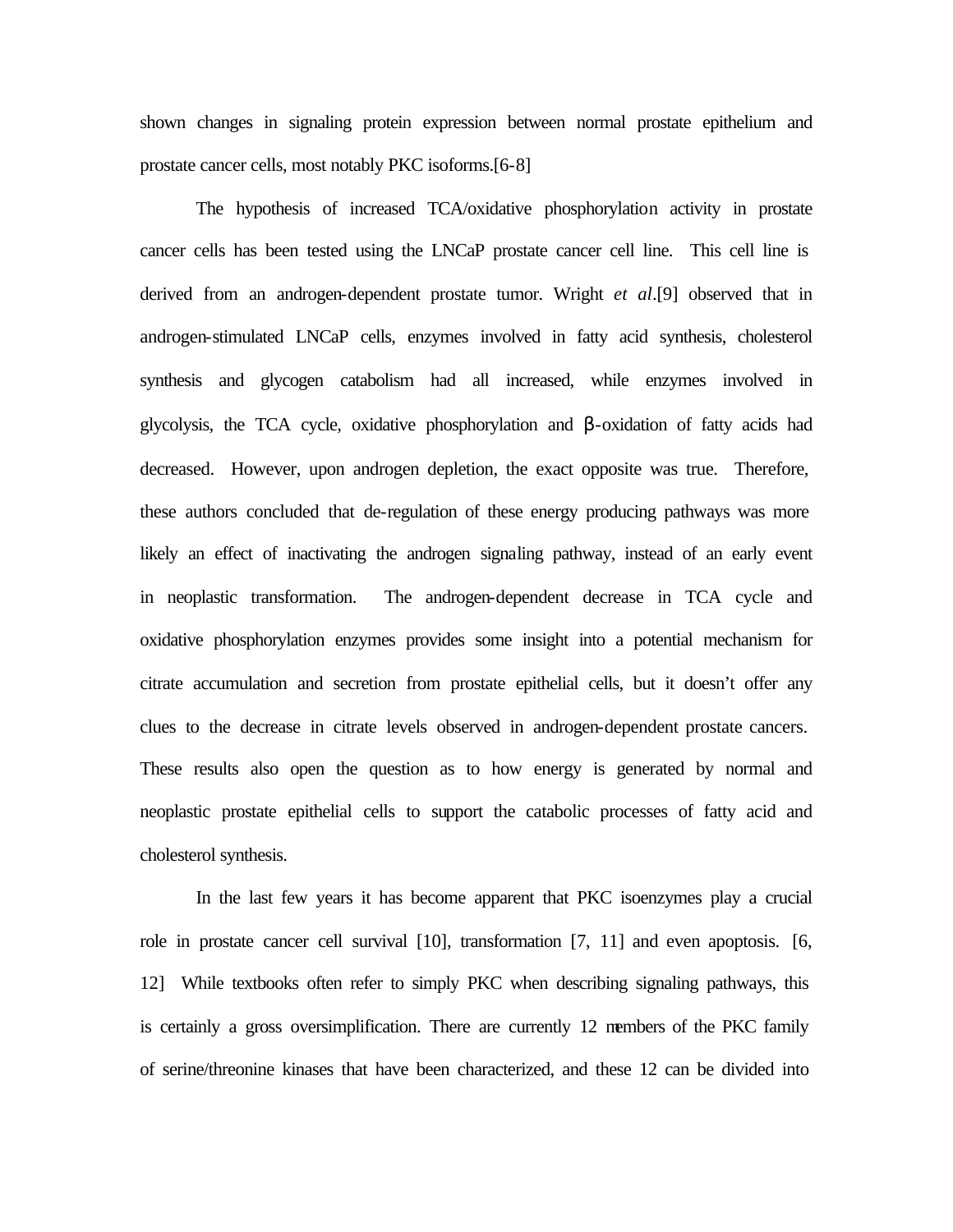shown changes in signaling protein expression between normal prostate epithelium and prostate cancer cells, most notably PKC isoforms.[6-8]

The hypothesis of increased TCA/oxidative phosphorylation activity in prostate cancer cells has been tested using the LNCaP prostate cancer cell line. This cell line is derived from an androgen-dependent prostate tumor. Wright *et al*.[9] observed that in androgen-stimulated LNCaP cells, enzymes involved in fatty acid synthesis, cholesterol synthesis and glycogen catabolism had all increased, while enzymes involved in glycolysis, the TCA cycle, oxidative phosphorylation and β-oxidation of fatty acids had decreased. However, upon androgen depletion, the exact opposite was true. Therefore, these authors concluded that de-regulation of these energy producing pathways was more likely an effect of inactivating the androgen signaling pathway, instead of an early event in neoplastic transformation. The androgen-dependent decrease in TCA cycle and oxidative phosphorylation enzymes provides some insight into a potential mechanism for citrate accumulation and secretion from prostate epithelial cells, but it doesn't offer any clues to the decrease in citrate levels observed in androgen-dependent prostate cancers. These results also open the question as to how energy is generated by normal and neoplastic prostate epithelial cells to support the catabolic processes of fatty acid and cholesterol synthesis.

In the last few years it has become apparent that PKC isoenzymes play a crucial role in prostate cancer cell survival [10], transformation [7, 11] and even apoptosis. [6, 12] While textbooks often refer to simply PKC when describing signaling pathways, this is certainly a gross oversimplification. There are currently 12 members of the PKC family of serine/threonine kinases that have been characterized, and these 12 can be divided into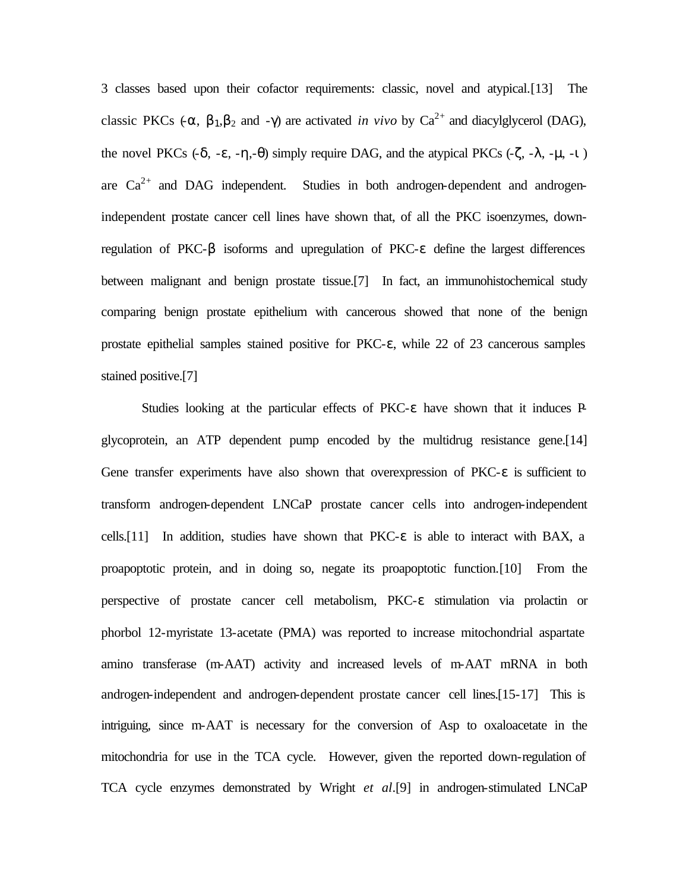3 classes based upon their cofactor requirements: classic, novel and atypical.[13] The classic PKCs (-α, $\beta_1$,$\beta_2$ and -γ) are activated *in vivo* by $Ca^{2+}$ and diacylglycerol (DAG), the novel PKCs (-δ, -ε, -η,-θ) simply require DAG, and the atypical PKCs (-ζ, -λ, -μ, -ι ) are $Ca^{2+}$ and DAG independent. Studies in both androgen-dependent and androgen-independent prostate cancer cell lines have shown that, of all the PKC isoenzymes, down-regulation of PKC-β isoforms and upregulation of PKC-ε define the largest differences between malignant and benign prostate tissue.[7] In fact, an immunohistochemical study comparing benign prostate epithelium with cancerous showed that none of the benign prostate epithelial samples stained positive for PKC-ε, while 22 of 23 cancerous samples stained positive.[7]

Studies looking at the particular effects of PKC-ε have shown that it induces P-glycoprotein, an ATP dependent pump encoded by the multidrug resistance gene.[14] Gene transfer experiments have also shown that overexpression of PKC-ε is sufficient to transform androgen-dependent LNCaP prostate cancer cells into androgen-independent cells.[11] In addition, studies have shown that PKC-ε is able to interact with BAX, a proapoptotic protein, and in doing so, negate its proapoptotic function.[10] From the perspective of prostate cancer cell metabolism, PKC-ε stimulation via prolactin or phorbol 12-myristate 13-acetate (PMA) was reported to increase mitochondrial aspartate amino transferase (m-AAT) activity and increased levels of m-AAT mRNA in both androgen-independent and androgen-dependent prostate cancer cell lines.[15-17] This is intriguing, since m-AAT is necessary for the conversion of Asp to oxaloacetate in the mitochondria for use in the TCA cycle. However, given the reported down-regulation of TCA cycle enzymes demonstrated by Wright *et al*.[9] in androgen-stimulated LNCaP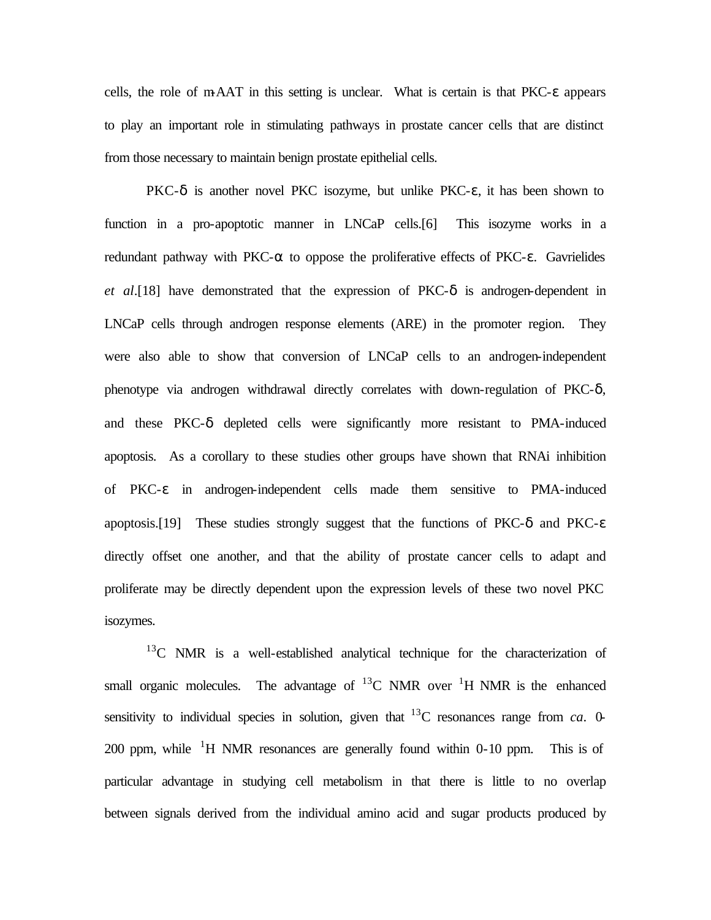cells, the role of m-AAT in this setting is unclear. What is certain is that PKC-ε appears to play an important role in stimulating pathways in prostate cancer cells that are distinct from those necessary to maintain benign prostate epithelial cells.

PKC-δ is another novel PKC isozyme, but unlike PKC-ε, it has been shown to function in a pro-apoptotic manner in LNCaP cells.[6] This isozyme works in a redundant pathway with PKC-α to oppose the proliferative effects of PKC-ε. Gavrielides *et al*.[18] have demonstrated that the expression of PKC-δ is androgen-dependent in LNCaP cells through androgen response elements (ARE) in the promoter region. They were also able to show that conversion of LNCaP cells to an androgen-independent phenotype via androgen withdrawal directly correlates with down-regulation of PKC-δ, and these PKC-δ depleted cells were significantly more resistant to PMA-induced apoptosis. As a corollary to these studies other groups have shown that RNAi inhibition of PKC-ε in androgen-independent cells made them sensitive to PMA-induced apoptosis.[19] These studies strongly suggest that the functions of PKC-δ and PKC-ε directly offset one another, and that the ability of prostate cancer cells to adapt and proliferate may be directly dependent upon the expression levels of these two novel PKC isozymes.

$^{13}C$ NMR is a well-established analytical technique for the characterization of small organic molecules. The advantage of $^{13}C$ NMR over $^{1}H$ NMR is the enhanced sensitivity to individual species in solution, given that $^{13}C$ resonances range from *ca*. 0-200 ppm, while $^{1}H$ NMR resonances are generally found within 0-10 ppm. This is of particular advantage in studying cell metabolism in that there is little to no overlap between signals derived from the individual amino acid and sugar products produced by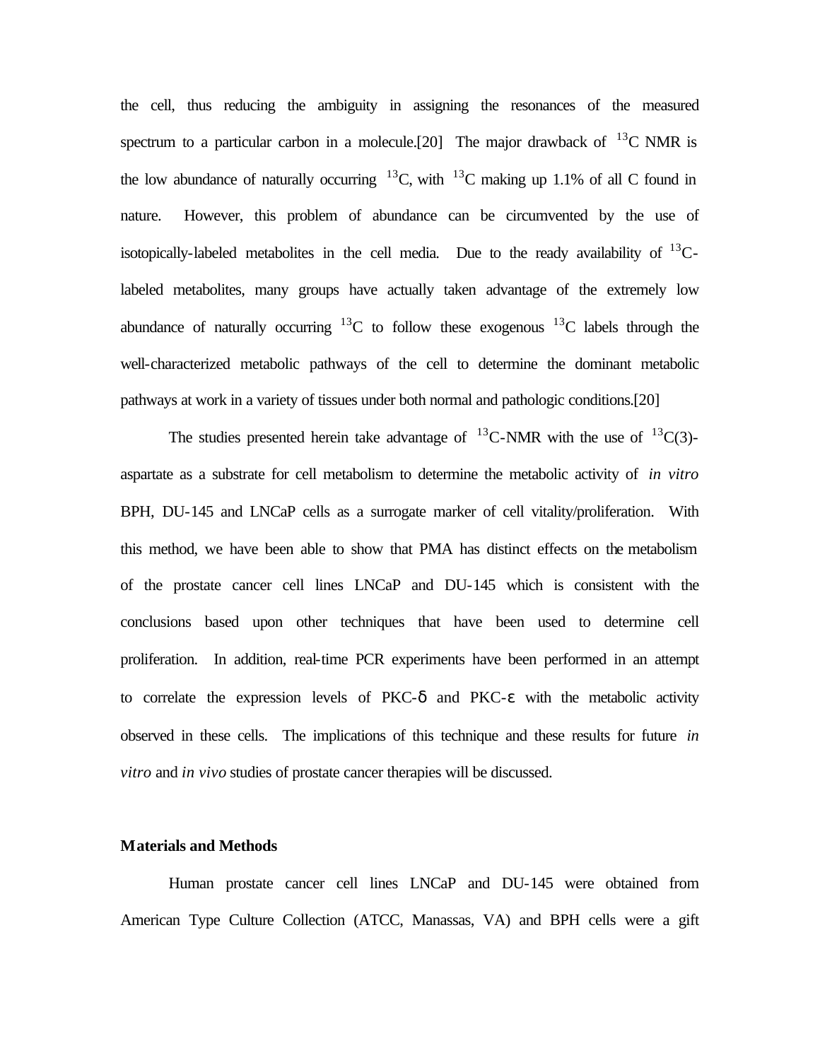the cell, thus reducing the ambiguity in assigning the resonances of the measured spectrum to a particular carbon in a molecule.[20] The major drawback of $^{13}$C NMR is the low abundance of naturally occurring $^{13}$C, with $^{13}$C making up 1.1% of all C found in nature. However, this problem of abundance can be circumvented by the use of isotopically-labeled metabolites in the cell media. Due to the ready availability of $^{13}$C-labeled metabolites, many groups have actually taken advantage of the extremely low abundance of naturally occurring $^{13}$C to follow these exogenous $^{13}$C labels through the well-characterized metabolic pathways of the cell to determine the dominant metabolic pathways at work in a variety of tissues under both normal and pathologic conditions.[20]

The studies presented herein take advantage of $^{13}$C-NMR with the use of $^{13}$C(3)-aspartate as a substrate for cell metabolism to determine the metabolic activity of *in vitro* BPH, DU-145 and LNCaP cells as a surrogate marker of cell vitality/proliferation. With this method, we have been able to show that PMA has distinct effects on the metabolism of the prostate cancer cell lines LNCaP and DU-145 which is consistent with the conclusions based upon other techniques that have been used to determine cell proliferation. In addition, real-time PCR experiments have been performed in an attempt to correlate the expression levels of PKC-δ and PKC-ε with the metabolic activity observed in these cells. The implications of this technique and these results for future *in vitro* and *in vivo* studies of prostate cancer therapies will be discussed.

## Materials and Methods

Human prostate cancer cell lines LNCaP and DU-145 were obtained from American Type Culture Collection (ATCC, Manassas, VA) and BPH cells were a gift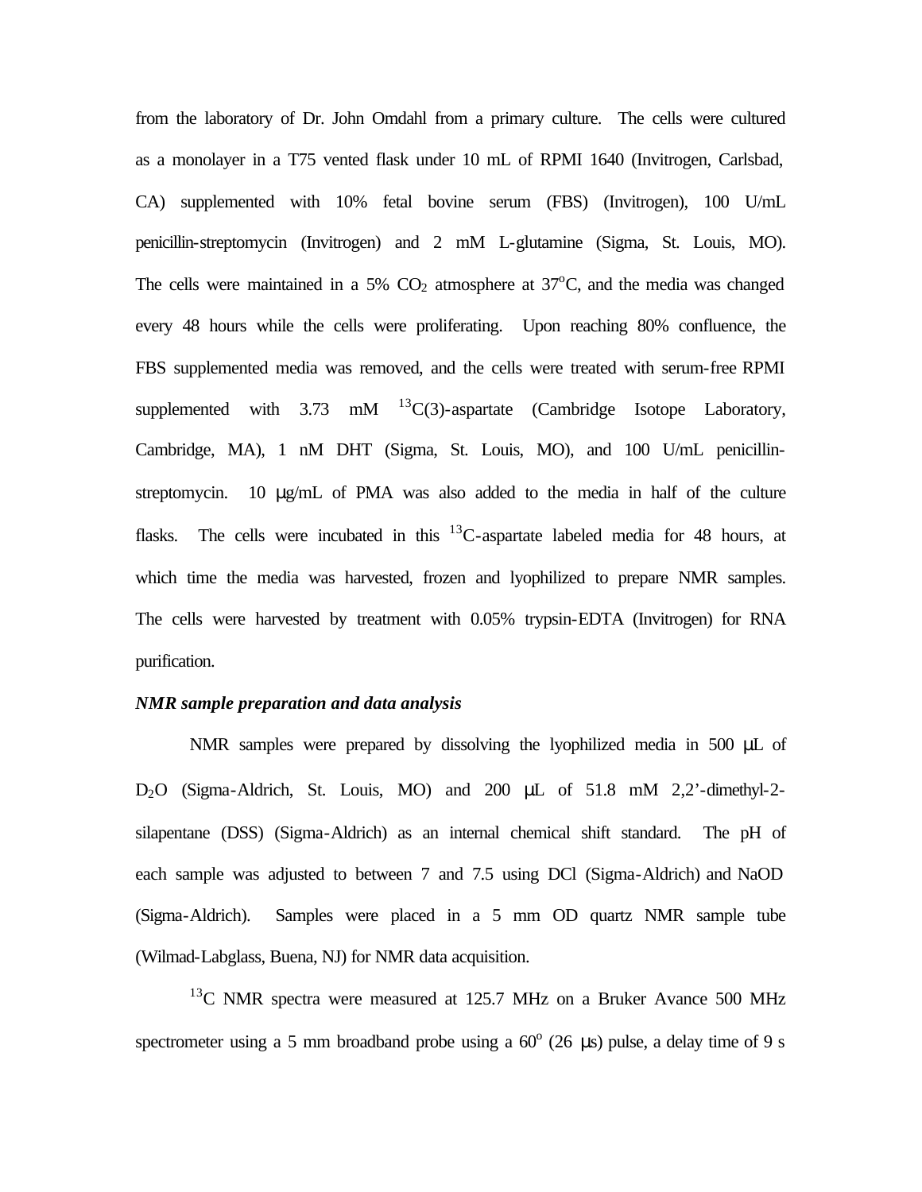from the laboratory of Dr. John Omdahl from a primary culture. The cells were cultured as a monolayer in a T75 vented flask under 10 mL of RPMI 1640 (Invitrogen, Carlsbad, CA) supplemented with 10% fetal bovine serum (FBS) (Invitrogen), 100 U/mL penicillin-streptomycin (Invitrogen) and 2 mM L-glutamine (Sigma, St. Louis, MO). The cells were maintained in a 5% $CO_2$ atmosphere at 37°C, and the media was changed every 48 hours while the cells were proliferating. Upon reaching 80% confluence, the FBS supplemented media was removed, and the cells were treated with serum-free RPMI supplemented with 3.73 mM $^{13}$C(3)-aspartate (Cambridge Isotope Laboratory, Cambridge, MA), 1 nM DHT (Sigma, St. Louis, MO), and 100 U/mL penicillin-streptomycin. 10 μg/mL of PMA was also added to the media in half of the culture flasks. The cells were incubated in this $^{13}$C-aspartate labeled media for 48 hours, at which time the media was harvested, frozen and lyophilized to prepare NMR samples. The cells were harvested by treatment with 0.05% trypsin-EDTA (Invitrogen) for RNA purification.

***NMR sample preparation and data analysis***

NMR samples were prepared by dissolving the lyophilized media in 500 μL of $D_2O$ (Sigma-Aldrich, St. Louis, MO) and 200 μL of 51.8 mM 2,2'-dimethyl-2-silapentane (DSS) (Sigma-Aldrich) as an internal chemical shift standard. The pH of each sample was adjusted to between 7 and 7.5 using DCl (Sigma-Aldrich) and NaOD (Sigma-Aldrich). Samples were placed in a 5 mm OD quartz NMR sample tube (Wilmad-Labglass, Buena, NJ) for NMR data acquisition.

$^{13}$C NMR spectra were measured at 125.7 MHz on a Bruker Avance 500 MHz spectrometer using a 5 mm broadband probe using a 60° (26 μs) pulse, a delay time of 9 s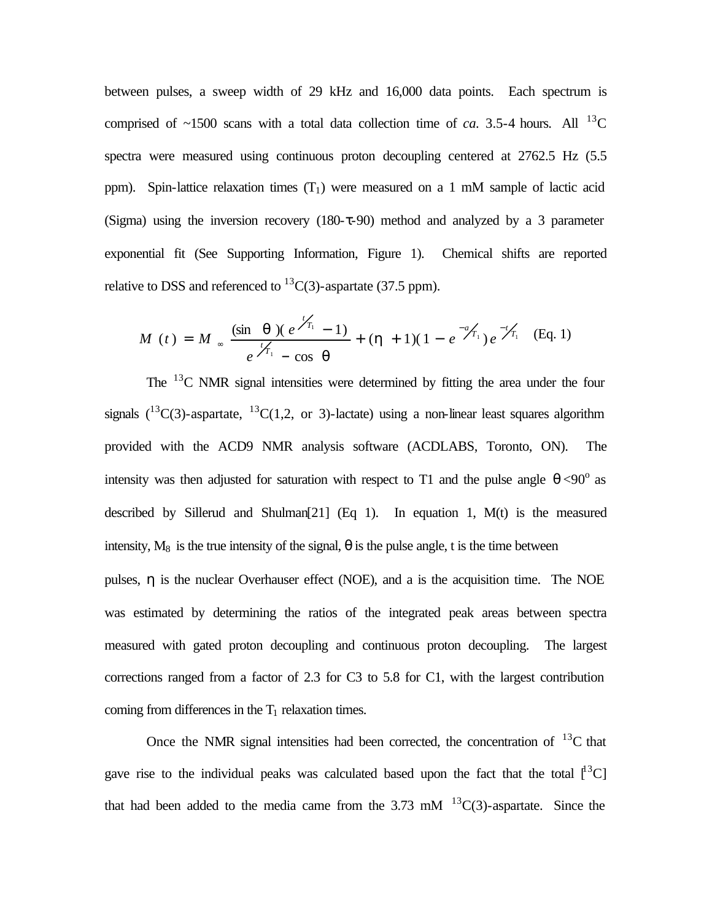between pulses, a sweep width of 29 kHz and 16,000 data points. Each spectrum is comprised of ~1500 scans with a total data collection time of *ca.* 3.5-4 hours. All $^{13}C$ spectra were measured using continuous proton decoupling centered at 2762.5 Hz (5.5 ppm). Spin-lattice relaxation times ($T_1$) were measured on a 1 mM sample of lactic acid (Sigma) using the inversion recovery (180-τ-90) method and analyzed by a 3 parameter exponential fit (See Supporting Information, Figure 1). Chemical shifts are reported relative to DSS and referenced to $^{13}C(3)$-aspartate (37.5 ppm).

$$M(t) = M_{\infty} \frac{(\sin\theta)(e^{t/T_1} - 1)}{e^{t/T_1} - \cos\theta} + (\eta + 1)(1 - e^{-a/T_1})e^{-t/T_1} \quad \text{(Eq. 1)}$$

The $^{13}C$ NMR signal intensities were determined by fitting the area under the four signals ($^{13}C(3)$-aspartate, $^{13}C(1,2,$ or $3)$-lactate) using a non-linear least squares algorithm provided with the ACD9 NMR analysis software (ACDLABS, Toronto, ON). The intensity was then adjusted for saturation with respect to T1 and the pulse angle $\theta < 90^o$ as described by Sillerud and Shulman[21] (Eq 1). In equation 1, M(t) is the measured intensity, $M_8$ is the true intensity of the signal, θ is the pulse angle, t is the time between pulses, η is the nuclear Overhauser effect (NOE), and a is the acquisition time. The NOE was estimated by determining the ratios of the integrated peak areas between spectra measured with gated proton decoupling and continuous proton decoupling. The largest corrections ranged from a factor of 2.3 for C3 to 5.8 for C1, with the largest contribution coming from differences in the $T_1$ relaxation times.

Once the NMR signal intensities had been corrected, the concentration of $^{13}C$ that gave rise to the individual peaks was calculated based upon the fact that the total [$^{13}C$] that had been added to the media came from the 3.73 mM $^{13}C(3)$-aspartate. Since the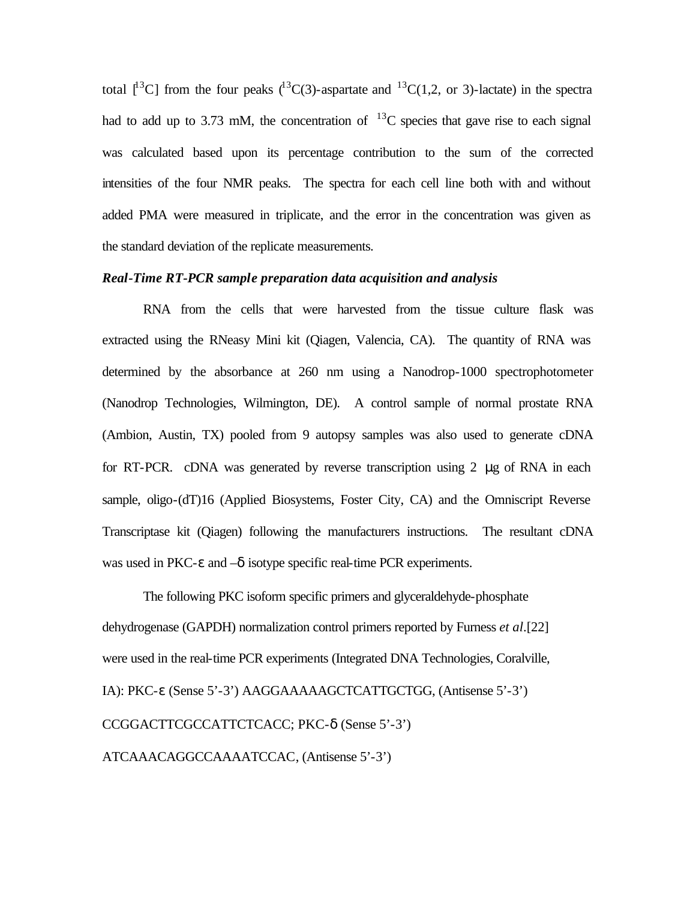total [$^{13}$C] from the four peaks ($^{13}$C(3)-aspartate and $^{13}$C(1,2, or 3)-lactate) in the spectra had to add up to 3.73 mM, the concentration of $^{13}$C species that gave rise to each signal was calculated based upon its percentage contribution to the sum of the corrected intensities of the four NMR peaks. The spectra for each cell line both with and without added PMA were measured in triplicate, and the error in the concentration was given as the standard deviation of the replicate measurements.

***Real-Time RT-PCR sample preparation data acquisition and analysis***

RNA from the cells that were harvested from the tissue culture flask was extracted using the RNeasy Mini kit (Qiagen, Valencia, CA). The quantity of RNA was determined by the absorbance at 260 nm using a Nanodrop-1000 spectrophotometer (Nanodrop Technologies, Wilmington, DE). A control sample of normal prostate RNA (Ambion, Austin, TX) pooled from 9 autopsy samples was also used to generate cDNA for RT-PCR. cDNA was generated by reverse transcription using 2 μg of RNA in each sample, oligo-(dT)16 (Applied Biosystems, Foster City, CA) and the Omniscript Reverse Transcriptase kit (Qiagen) following the manufacturers instructions. The resultant cDNA was used in PKC-ε and –δ isotype specific real-time PCR experiments.

The following PKC isoform specific primers and glyceraldehyde-phosphate dehydrogenase (GAPDH) normalization control primers reported by Furness *et al*.[22] were used in the real-time PCR experiments (Integrated DNA Technologies, Coralville, IA): PKC-ε (Sense 5'-3') AAGGAAAAAGCTCATTGCTGG, (Antisense 5'-3') CCGGACTTCGCCATTCTCACC; PKC-δ (Sense 5'-3') ATCAAACAGGCCAAAATCCAC, (Antisense 5'-3')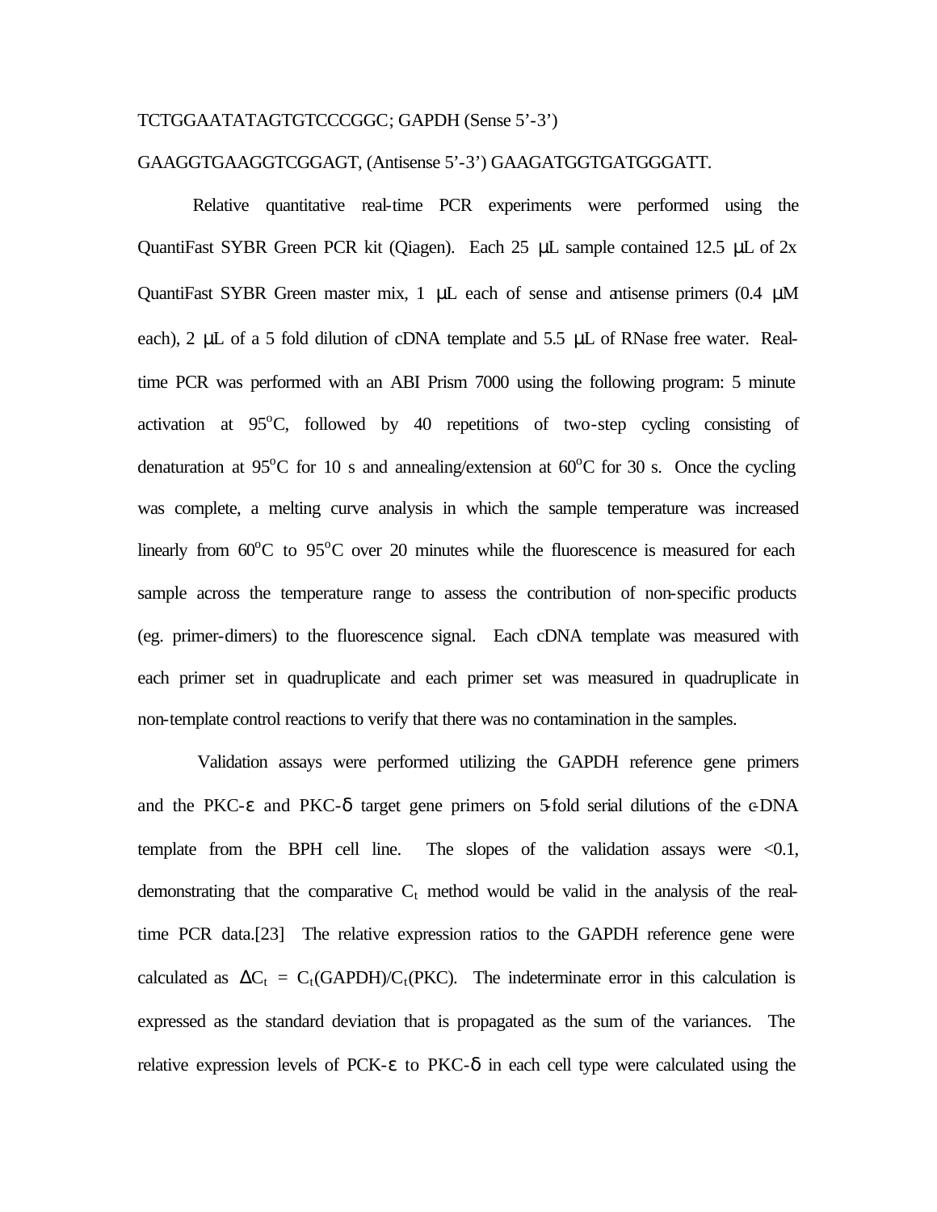TCTGGAATATAGTGTCCCGGC; GAPDH (Sense 5'-3') GAAGGTGAAGGTCGGAGT, (Antisense 5'-3') GAAGATGGTGATGGGATT.

Relative quantitative real-time PCR experiments were performed using the QuantiFast SYBR Green PCR kit (Qiagen). Each 25 μL sample contained 12.5 μL of 2x QuantiFast SYBR Green master mix, 1 μL each of sense and antisense primers (0.4 μM each), 2 μL of a 5 fold dilution of cDNA template and 5.5 μL of RNase free water. Real-time PCR was performed with an ABI Prism 7000 using the following program: 5 minute activation at 95$^{o}$C, followed by 40 repetitions of two-step cycling consisting of denaturation at 95$^{o}$C for 10 s and annealing/extension at 60$^{o}$C for 30 s. Once the cycling was complete, a melting curve analysis in which the sample temperature was increased linearly from 60$^{o}$C to 95$^{o}$C over 20 minutes while the fluorescence is measured for each sample across the temperature range to assess the contribution of non-specific products (eg. primer-dimers) to the fluorescence signal. Each cDNA template was measured with each primer set in quadruplicate and each primer set was measured in quadruplicate in non-template control reactions to verify that there was no contamination in the samples.

Validation assays were performed utilizing the GAPDH reference gene primers and the PKC-ε and PKC-δ target gene primers on 5-fold serial dilutions of the c-DNA template from the BPH cell line. The slopes of the validation assays were <0.1, demonstrating that the comparative $C_t$ method would be valid in the analysis of the real-time PCR data.[23] The relative expression ratios to the GAPDH reference gene were calculated as $\Delta C_t = C_t(GAPDH)/C_t(PKC)$. The indeterminate error in this calculation is expressed as the standard deviation that is propagated as the sum of the variances. The relative expression levels of PCK-ε to PKC-δ in each cell type were calculated using the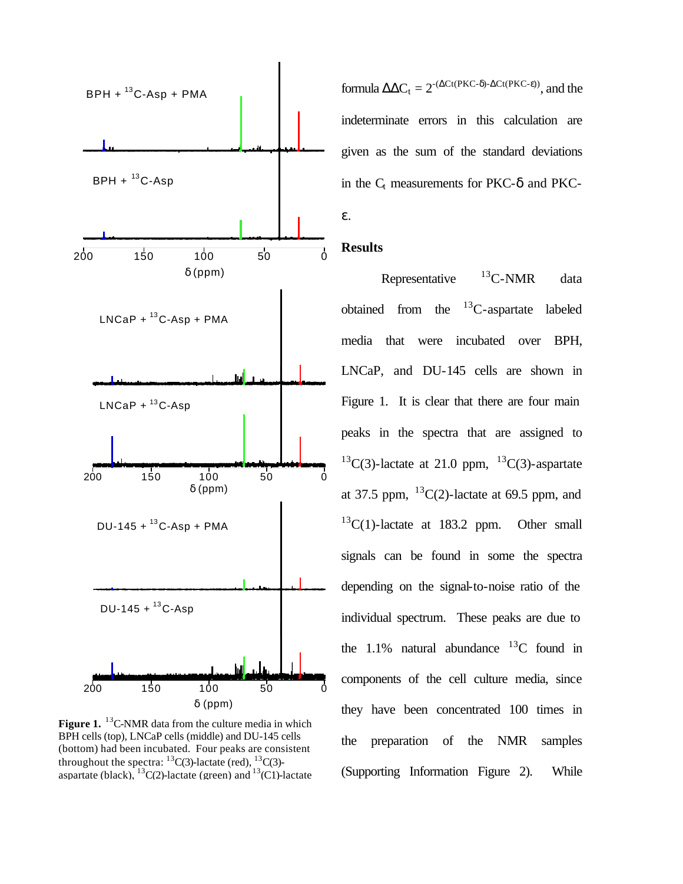formula $\Delta\Delta C_t = 2^{-(\Delta Ct(PKC\text{-}\delta)-\Delta Ct(PKC\text{-}\varepsilon))}$, and the indeterminate errors in this calculation are given as the sum of the standard deviations in the $C_t$ measurements for PKC-δ and PKC-ε.

## Results

Representative $^{13}$C-NMR data obtained from the $^{13}$C-aspartate labeled media that were incubated over BPH, LNCaP, and DU-145 cells are shown in Figure 1. It is clear that there are four main peaks in the spectra that are assigned to $^{13}$C(3)-lactate at 21.0 ppm, $^{13}$C(3)-aspartate at 37.5 ppm, $^{13}$C(2)-lactate at 69.5 ppm, and $^{13}$C(1)-lactate at 183.2 ppm. Other small signals can be found in some the spectra depending on the signal-to-noise ratio of the individual spectrum. These peaks are due to the 1.1% natural abundance $^{13}$C found in components of the cell culture media, since they have been concentrated 100 times in the preparation of the NMR samples (Supporting Information Figure 2). While

**Figure 1.** $^{13}$C-NMR data from the culture media in which BPH cells (top), LNCaP cells (middle) and DU-145 cells (bottom) had been incubated. Four peaks are consistent throughout the spectra: $^{13}$C(3)-lactate (red), $^{13}$C(3)-aspartate (black), $^{13}$C(2)-lactate (green) and $^{13}$(C1)-lactate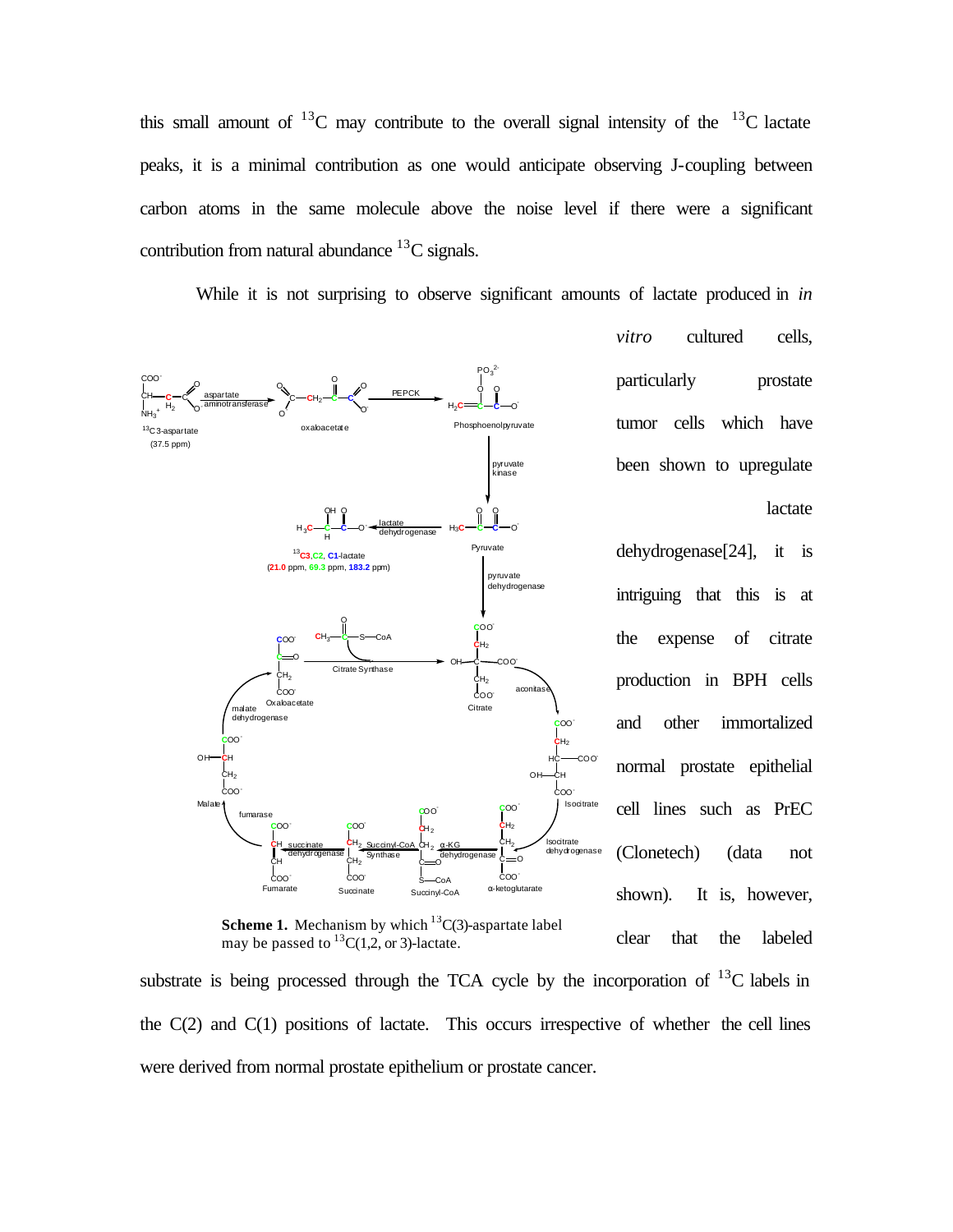this small amount of $^{13}$C may contribute to the overall signal intensity of the $^{13}$C lactate peaks, it is a minimal contribution as one would anticipate observing J-coupling between carbon atoms in the same molecule above the noise level if there were a significant contribution from natural abundance $^{13}$C signals.

While it is not surprising to observe significant amounts of lactate produced in *in vitro* cultured cells, particularly prostate tumor cells which have been shown to upregulate lactate dehydrogenase[24], it is intriguing that this is at the expense of citrate production in BPH cells and other immortalized normal prostate epithelial cell lines such as PrEC (Clonetech) (data not shown). It is, however, clear that the labeled substrate is being processed through the TCA cycle by the incorporation of $^{13}$C labels in the C(2) and C(1) positions of lactate. This occurs irrespective of whether the cell lines were derived from normal prostate epithelium or prostate cancer.

**Scheme 1.** Mechanism by which $^{13}$C(3)-aspartate label may be passed to $^{13}$C(1,2, or 3)-lactate.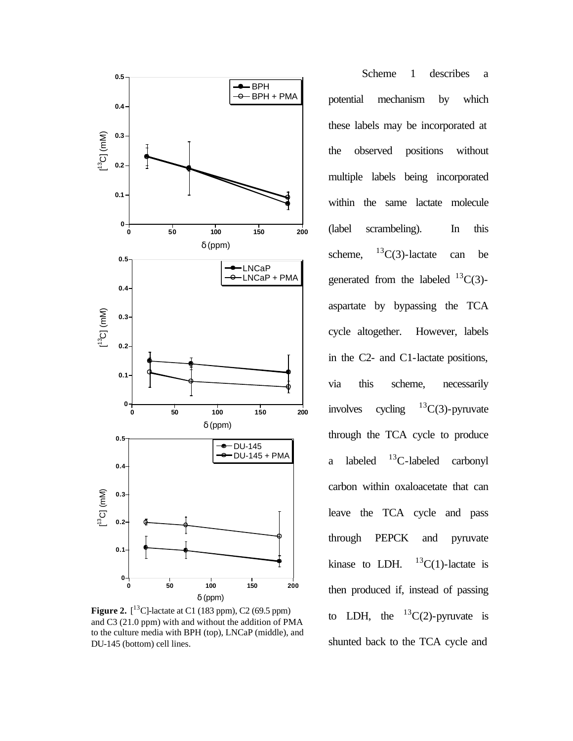**Figure 2.** [$^{13}$C]-lactate at C1 (183 ppm), C2 (69.5 ppm) and C3 (21.0 ppm) with and without the addition of PMA to the culture media with BPH (top), LNCaP (middle), and DU-145 (bottom) cell lines.

Scheme 1 describes a potential mechanism by which these labels may be incorporated at the observed positions without multiple labels being incorporated within the same lactate molecule (label scrambeling). In this scheme, $^{13}$C(3)-lactate can be generated from the labeled $^{13}$C(3)-aspartate by bypassing the TCA cycle altogether. However, labels in the C2- and C1-lactate positions, via this scheme, necessarily involves cycling $^{13}$C(3)-pyruvate through the TCA cycle to produce a labeled $^{13}$C-labeled carbonyl carbon within oxaloacetate that can leave the TCA cycle and pass through PEPCK and pyruvate kinase to LDH. $^{13}$C(1)-lactate is then produced if, instead of passing to LDH, the $^{13}$C(2)-pyruvate is shunted back to the TCA cycle and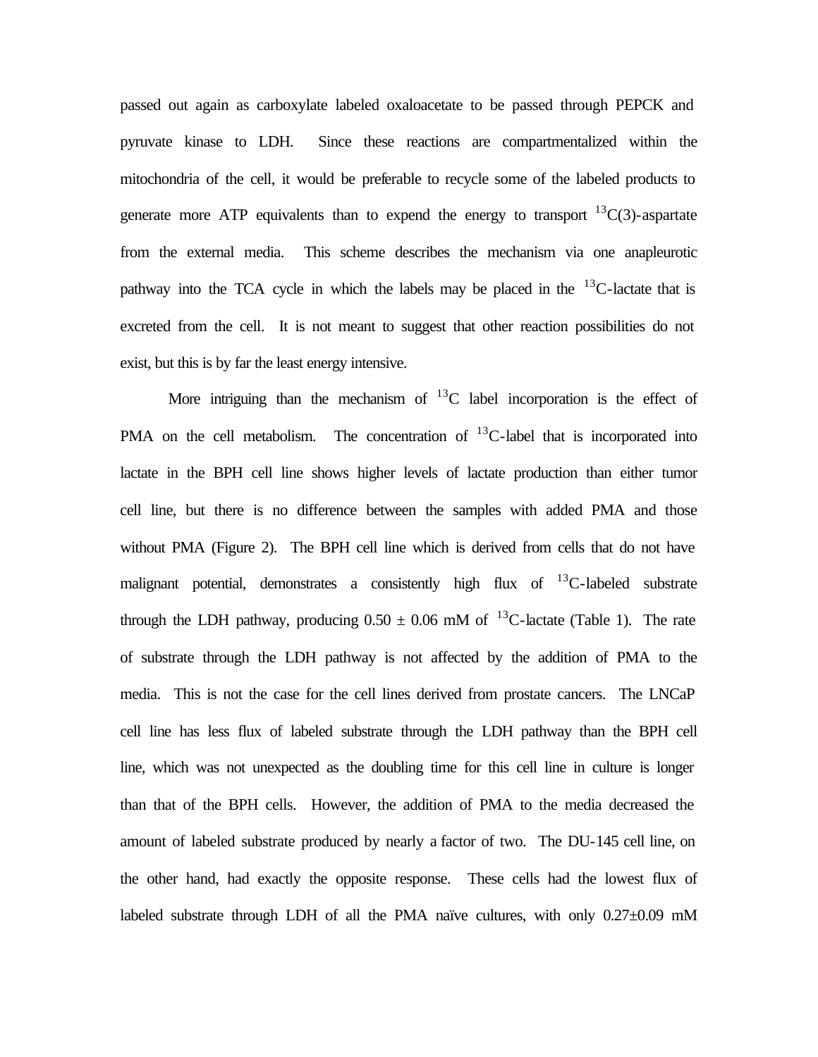passed out again as carboxylate labeled oxaloacetate to be passed through PEPCK and pyruvate kinase to LDH. Since these reactions are compartmentalized within the mitochondria of the cell, it would be preferable to recycle some of the labeled products to generate more ATP equivalents than to expend the energy to transport $^{13}C(3)$-aspartate from the external media. This scheme describes the mechanism via one anapleurotic pathway into the TCA cycle in which the labels may be placed in the $^{13}C$-lactate that is excreted from the cell. It is not meant to suggest that other reaction possibilities do not exist, but this is by far the least energy intensive.

More intriguing than the mechanism of $^{13}C$ label incorporation is the effect of PMA on the cell metabolism. The concentration of $^{13}C$-label that is incorporated into lactate in the BPH cell line shows higher levels of lactate production than either tumor cell line, but there is no difference between the samples with added PMA and those without PMA (Figure 2). The BPH cell line which is derived from cells that do not have malignant potential, demonstrates a consistently high flux of $^{13}C$-labeled substrate through the LDH pathway, producing $0.50 \pm 0.06$ mM of $^{13}C$-lactate (Table 1). The rate of substrate through the LDH pathway is not affected by the addition of PMA to the media. This is not the case for the cell lines derived from prostate cancers. The LNCaP cell line has less flux of labeled substrate through the LDH pathway than the BPH cell line, which was not unexpected as the doubling time for this cell line in culture is longer than that of the BPH cells. However, the addition of PMA to the media decreased the amount of labeled substrate produced by nearly a factor of two. The DU-145 cell line, on the other hand, had exactly the opposite response. These cells had the lowest flux of labeled substrate through LDH of all the PMA naïve cultures, with only $0.27 \pm 0.09$ mM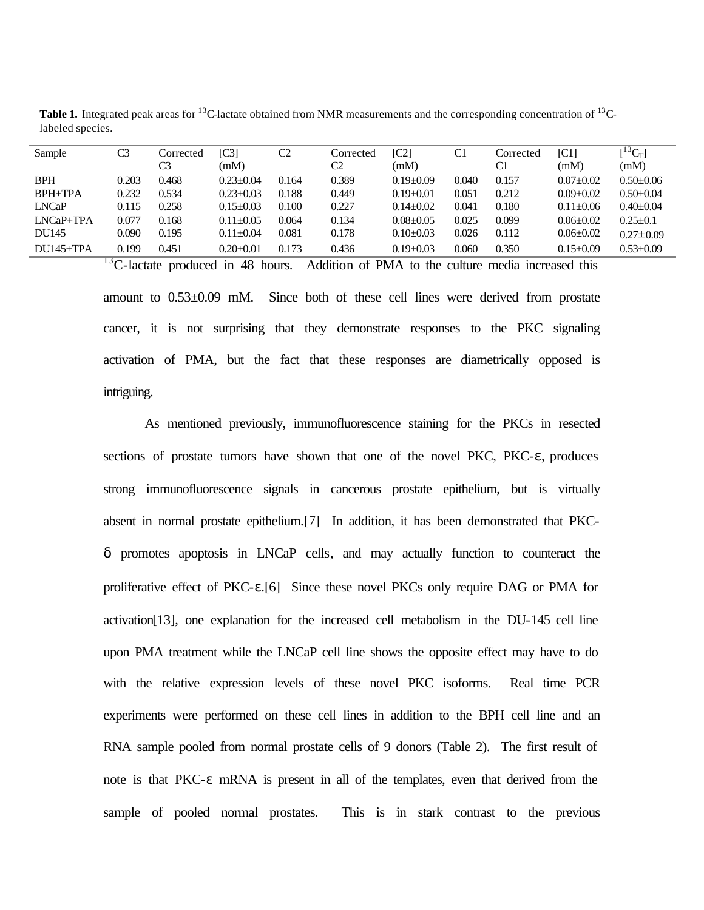**Table 1.** Integrated peak areas for $^{13}$C-lactate obtained from NMR measurements and the corresponding concentration of $^{13}$C-labeled species.

| Sample | C3 | Corrected C3 | [C3] (mM) | C2 | Corrected C2 | [C2] (mM) | C1 | Corrected C1 | [C1] (mM) | [$^{13}C_T$] (mM) |
|---|---|---|---|---|---|---|---|---|---|---|
| BPH | 0.203 | 0.468 | 0.23±0.04 | 0.164 | 0.389 | 0.19±0.09 | 0.040 | 0.157 | 0.07±0.02 | 0.50±0.06 |
| BPH+TPA | 0.232 | 0.534 | 0.23±0.03 | 0.188 | 0.449 | 0.19±0.01 | 0.051 | 0.212 | 0.09±0.02 | 0.50±0.04 |
| LNCaP | 0.115 | 0.258 | 0.15±0.03 | 0.100 | 0.227 | 0.14±0.02 | 0.041 | 0.180 | 0.11±0.06 | 0.40±0.04 |
| LNCaP+TPA | 0.077 | 0.168 | 0.11±0.05 | 0.064 | 0.134 | 0.08±0.05 | 0.025 | 0.099 | 0.06±0.02 | 0.25±0.1 |
| DU145 | 0.090 | 0.195 | 0.11±0.04 | 0.081 | 0.178 | 0.10±0.03 | 0.026 | 0.112 | 0.06±0.02 | 0.27±0.09 |
| DU145+TPA | 0.199 | 0.451 | 0.20±0.01 | 0.173 | 0.436 | 0.19±0.03 | 0.060 | 0.350 | 0.15±0.09 | 0.53±0.09 |

$^{13}$C-lactate produced in 48 hours. Addition of PMA to the culture media increased this amount to 0.53±0.09 mM. Since both of these cell lines were derived from prostate cancer, it is not surprising that they demonstrate responses to the PKC signaling activation of PMA, but the fact that these responses are diametrically opposed is intriguing.

As mentioned previously, immunofluorescence staining for the PKCs in resected sections of prostate tumors have shown that one of the novel PKC, PKC-ε, produces strong immunofluorescence signals in cancerous prostate epithelium, but is virtually absent in normal prostate epithelium.[7] In addition, it has been demonstrated that PKC-δ promotes apoptosis in LNCaP cells, and may actually function to counteract the proliferative effect of PKC-ε.[6] Since these novel PKCs only require DAG or PMA for activation[13], one explanation for the increased cell metabolism in the DU-145 cell line upon PMA treatment while the LNCaP cell line shows the opposite effect may have to do with the relative expression levels of these novel PKC isoforms. Real time PCR experiments were performed on these cell lines in addition to the BPH cell line and an RNA sample pooled from normal prostate cells of 9 donors (Table 2). The first result of note is that PKC-ε mRNA is present in all of the templates, even that derived from the sample of pooled normal prostates. This is in stark contrast to the previous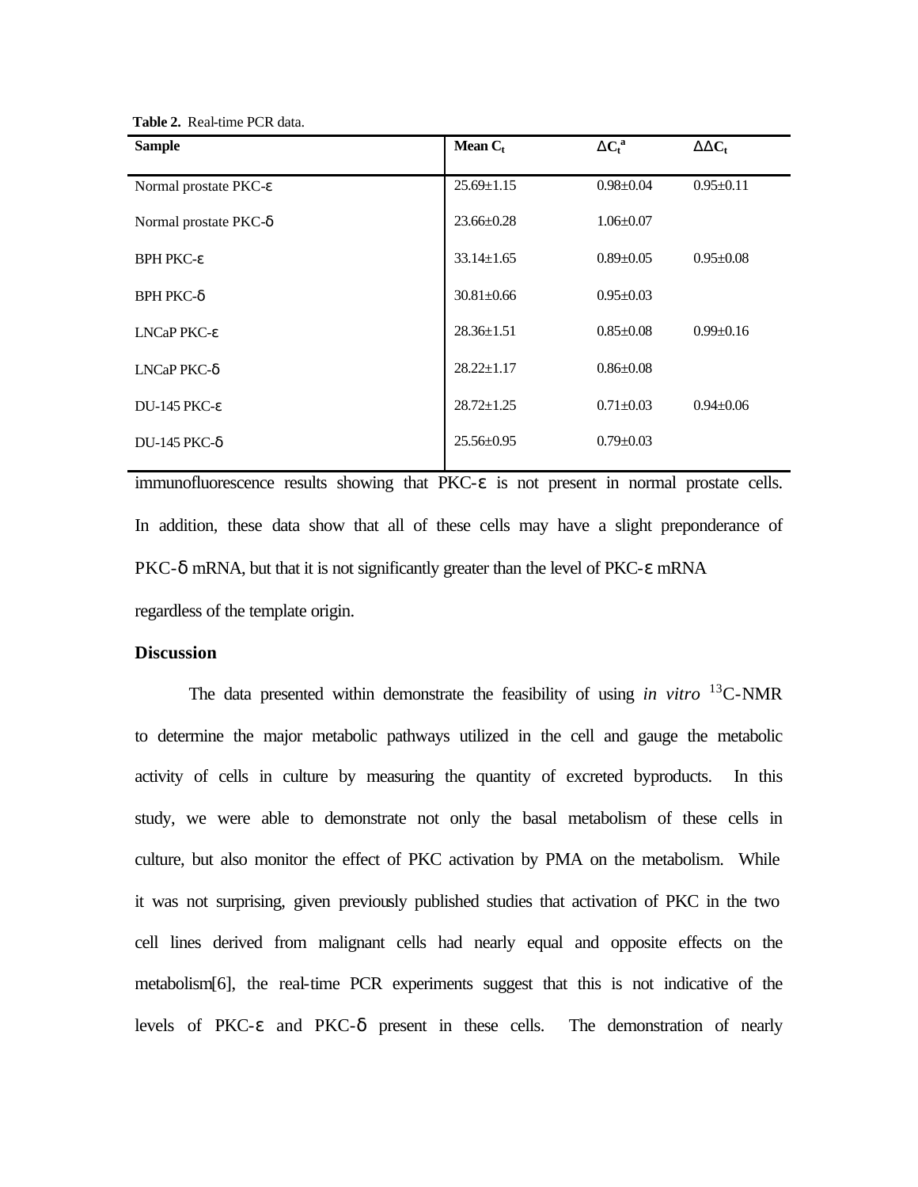**Table 2.** Real-time PCR data.

| Sample | Mean $C_t$ | $\Delta C_t{}^a$ | $\Delta\Delta C_t$ |
|---|---|---|---|
| Normal prostate PKC-ε | 25.69±1.15 | 0.98±0.04 | 0.95±0.11 |
| Normal prostate PKC-δ | 23.66±0.28 | 1.06±0.07 | |
| BPH PKC-ε | 33.14±1.65 | 0.89±0.05 | 0.95±0.08 |
| BPH PKC-δ | 30.81±0.66 | 0.95±0.03 | |
| LNCaP PKC-ε | 28.36±1.51 | 0.85±0.08 | 0.99±0.16 |
| LNCaP PKC-δ | 28.22±1.17 | 0.86±0.08 | |
| DU-145 PKC-ε | 28.72±1.25 | 0.71±0.03 | 0.94±0.06 |
| DU-145 PKC-δ | 25.56±0.95 | 0.79±0.03 | |

immunofluorescence results showing that PKC-ε is not present in normal prostate cells. In addition, these data show that all of these cells may have a slight preponderance of PKC-δ mRNA, but that it is not significantly greater than the level of PKC-ε mRNA regardless of the template origin.

## Discussion

The data presented within demonstrate the feasibility of using *in vitro* $^{13}$C-NMR to determine the major metabolic pathways utilized in the cell and gauge the metabolic activity of cells in culture by measuring the quantity of excreted byproducts. In this study, we were able to demonstrate not only the basal metabolism of these cells in culture, but also monitor the effect of PKC activation by PMA on the metabolism. While it was not surprising, given previously published studies that activation of PKC in the two cell lines derived from malignant cells had nearly equal and opposite effects on the metabolism[6], the real-time PCR experiments suggest that this is not indicative of the levels of PKC-ε and PKC-δ present in these cells. The demonstration of nearly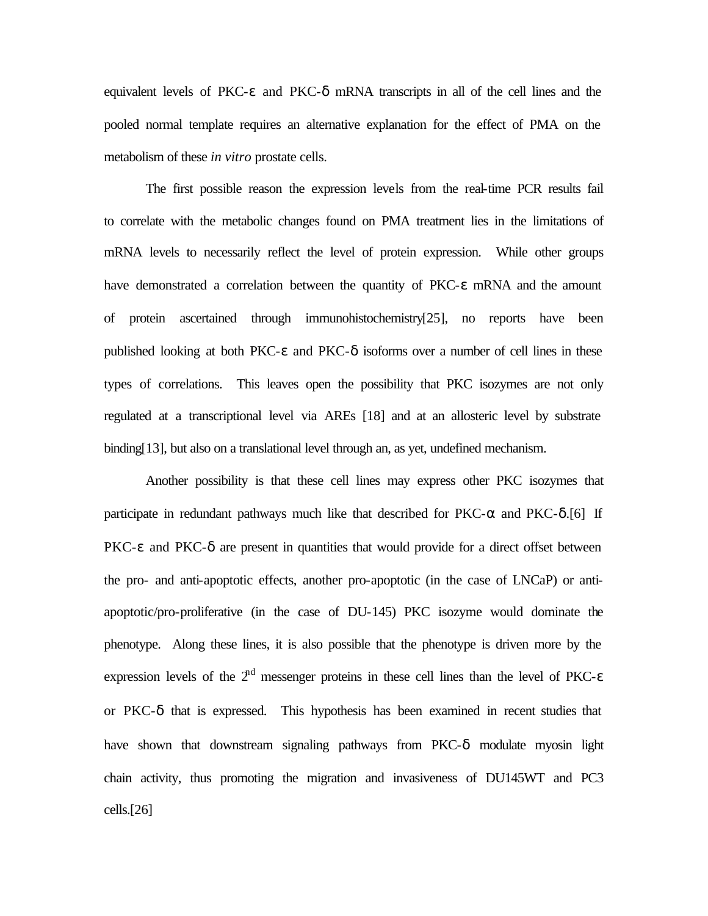equivalent levels of PKC-ε and PKC-δ mRNA transcripts in all of the cell lines and the pooled normal template requires an alternative explanation for the effect of PMA on the metabolism of these *in vitro* prostate cells.

The first possible reason the expression levels from the real-time PCR results fail to correlate with the metabolic changes found on PMA treatment lies in the limitations of mRNA levels to necessarily reflect the level of protein expression. While other groups have demonstrated a correlation between the quantity of PKC-ε mRNA and the amount of protein ascertained through immunohistochemistry[25], no reports have been published looking at both PKC-ε and PKC-δ isoforms over a number of cell lines in these types of correlations. This leaves open the possibility that PKC isozymes are not only regulated at a transcriptional level via AREs [18] and at an allosteric level by substrate binding[13], but also on a translational level through an, as yet, undefined mechanism.

Another possibility is that these cell lines may express other PKC isozymes that participate in redundant pathways much like that described for PKC-α and PKC-δ.[6] If PKC-ε and PKC-δ are present in quantities that would provide for a direct offset between the pro- and anti-apoptotic effects, another pro-apoptotic (in the case of LNCaP) or anti-apoptotic/pro-proliferative (in the case of DU-145) PKC isozyme would dominate the phenotype. Along these lines, it is also possible that the phenotype is driven more by the expression levels of the 2$^{nd}$ messenger proteins in these cell lines than the level of PKC-ε or PKC-δ that is expressed. This hypothesis has been examined in recent studies that have shown that downstream signaling pathways from PKC-δ modulate myosin light chain activity, thus promoting the migration and invasiveness of DU145WT and PC3 cells.[26]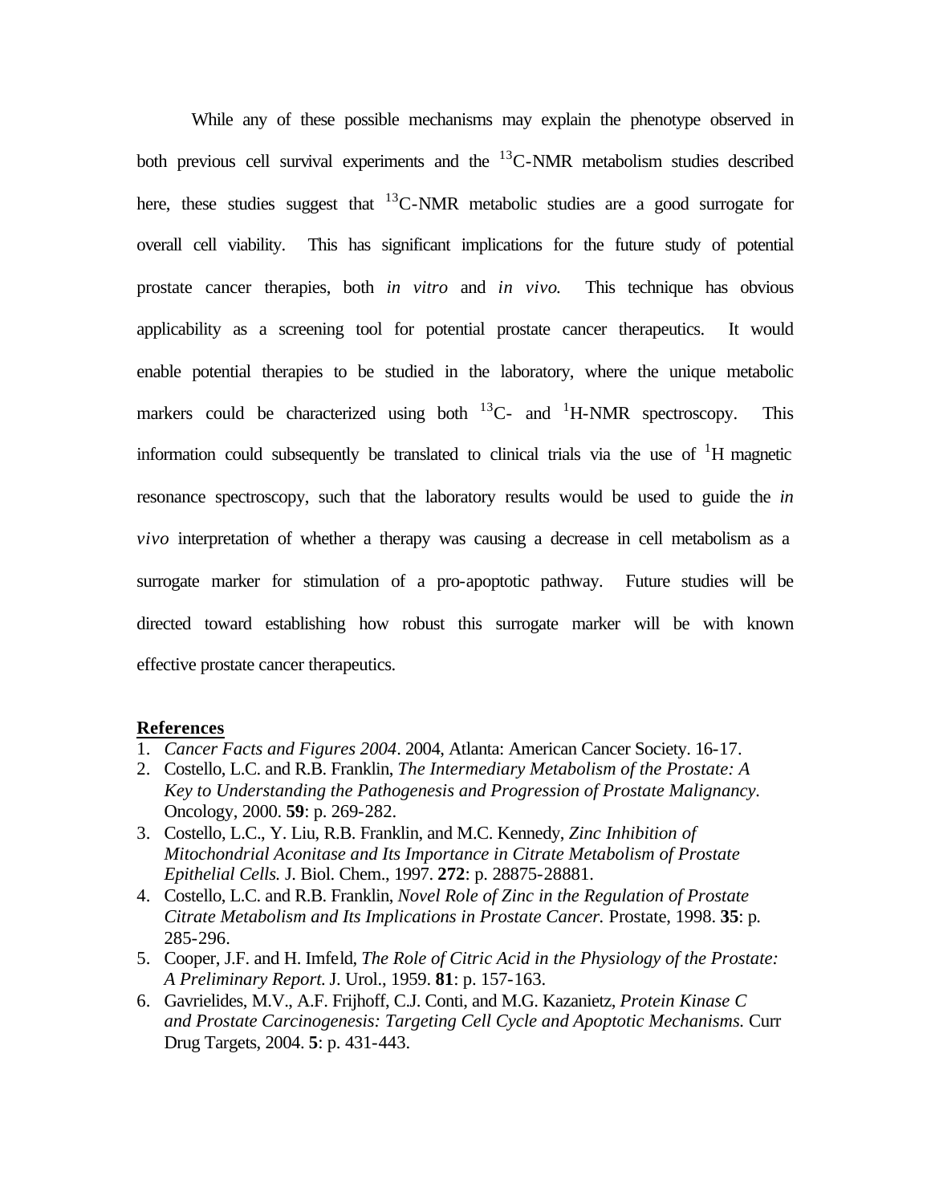While any of these possible mechanisms may explain the phenotype observed in both previous cell survival experiments and the $^{13}$C-NMR metabolism studies described here, these studies suggest that $^{13}$C-NMR metabolic studies are a good surrogate for overall cell viability. This has significant implications for the future study of potential prostate cancer therapies, both *in vitro* and *in vivo.* This technique has obvious applicability as a screening tool for potential prostate cancer therapeutics. It would enable potential therapies to be studied in the laboratory, where the unique metabolic markers could be characterized using both $^{13}$C- and $^{1}$H-NMR spectroscopy. This information could subsequently be translated to clinical trials via the use of $^{1}$H magnetic resonance spectroscopy, such that the laboratory results would be used to guide the *in vivo* interpretation of whether a therapy was causing a decrease in cell metabolism as a surrogate marker for stimulation of a pro-apoptotic pathway. Future studies will be directed toward establishing how robust this surrogate marker will be with known effective prostate cancer therapeutics.

## References

1. *Cancer Facts and Figures 2004*. 2004, Atlanta: American Cancer Society. 16-17.
2. Costello, L.C. and R.B. Franklin, *The Intermediary Metabolism of the Prostate: A Key to Understanding the Pathogenesis and Progression of Prostate Malignancy.* Oncology, 2000. **59**: p. 269-282.
3. Costello, L.C., Y. Liu, R.B. Franklin, and M.C. Kennedy, *Zinc Inhibition of Mitochondrial Aconitase and Its Importance in Citrate Metabolism of Prostate Epithelial Cells.* J. Biol. Chem., 1997. **272**: p. 28875-28881.
4. Costello, L.C. and R.B. Franklin, *Novel Role of Zinc in the Regulation of Prostate Citrate Metabolism and Its Implications in Prostate Cancer.* Prostate, 1998. **35**: p. 285-296.
5. Cooper, J.F. and H. Imfeld, *The Role of Citric Acid in the Physiology of the Prostate: A Preliminary Report.* J. Urol., 1959. **81**: p. 157-163.
6. Gavrielides, M.V., A.F. Frijhoff, C.J. Conti, and M.G. Kazanietz, *Protein Kinase C and Prostate Carcinogenesis: Targeting Cell Cycle and Apoptotic Mechanisms.* Curr Drug Targets, 2004. **5**: p. 431-443.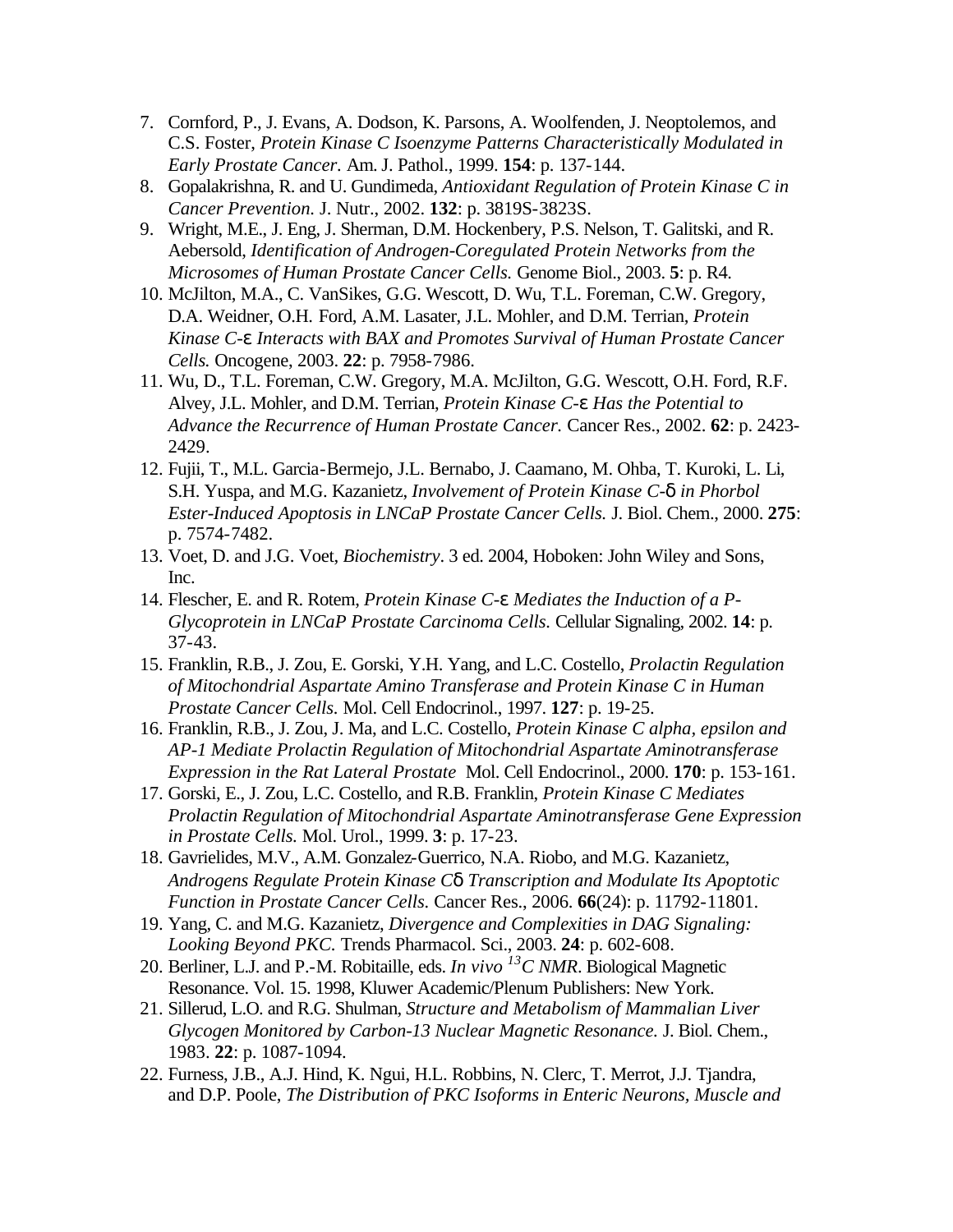7. Cornford, P., J. Evans, A. Dodson, K. Parsons, A. Woolfenden, J. Neoptolemos, and C.S. Foster, *Protein Kinase C Isoenzyme Patterns Characteristically Modulated in Early Prostate Cancer.* Am. J. Pathol., 1999. **154**: p. 137-144.
8. Gopalakrishna, R. and U. Gundimeda, *Antioxidant Regulation of Protein Kinase C in Cancer Prevention.* J. Nutr., 2002. **132**: p. 3819S-3823S.
9. Wright, M.E., J. Eng, J. Sherman, D.M. Hockenbery, P.S. Nelson, T. Galitski, and R. Aebersold, *Identification of Androgen-Coregulated Protein Networks from the Microsomes of Human Prostate Cancer Cells.* Genome Biol., 2003. **5**: p. R4.
10. McJilton, M.A., C. VanSikes, G.G. Wescott, D. Wu, T.L. Foreman, C.W. Gregory, D.A. Weidner, O.H. Ford, A.M. Lasater, J.L. Mohler, and D.M. Terrian, *Protein Kinase C-ε Interacts with BAX and Promotes Survival of Human Prostate Cancer Cells.* Oncogene, 2003. **22**: p. 7958-7986.
11. Wu, D., T.L. Foreman, C.W. Gregory, M.A. McJilton, G.G. Wescott, O.H. Ford, R.F. Alvey, J.L. Mohler, and D.M. Terrian, *Protein Kinase C-ε Has the Potential to Advance the Recurrence of Human Prostate Cancer.* Cancer Res., 2002. **62**: p. 2423-2429.
12. Fujii, T., M.L. Garcia-Bermejo, J.L. Bernabo, J. Caamano, M. Ohba, T. Kuroki, L. Li, S.H. Yuspa, and M.G. Kazanietz, *Involvement of Protein Kinase C-δ in Phorbol Ester-Induced Apoptosis in LNCaP Prostate Cancer Cells.* J. Biol. Chem., 2000. **275**: p. 7574-7482.
13. Voet, D. and J.G. Voet, *Biochemistry*. 3 ed. 2004, Hoboken: John Wiley and Sons, Inc.
14. Flescher, E. and R. Rotem, *Protein Kinase C-ε Mediates the Induction of a P-Glycoprotein in LNCaP Prostate Carcinoma Cells.* Cellular Signaling, 2002. **14**: p. 37-43.
15. Franklin, R.B., J. Zou, E. Gorski, Y.H. Yang, and L.C. Costello, *Prolactin Regulation of Mitochondrial Aspartate Amino Transferase and Protein Kinase C in Human Prostate Cancer Cells.* Mol. Cell Endocrinol., 1997. **127**: p. 19-25.
16. Franklin, R.B., J. Zou, J. Ma, and L.C. Costello, *Protein Kinase C alpha, epsilon and AP-1 Mediate Prolactin Regulation of Mitochondrial Aspartate Aminotransferase Expression in the Rat Lateral Prostate* Mol. Cell Endocrinol., 2000. **170**: p. 153-161.
17. Gorski, E., J. Zou, L.C. Costello, and R.B. Franklin, *Protein Kinase C Mediates Prolactin Regulation of Mitochondrial Aspartate Aminotransferase Gene Expression in Prostate Cells.* Mol. Urol., 1999. **3**: p. 17-23.
18. Gavrielides, M.V., A.M. Gonzalez-Guerrico, N.A. Riobo, and M.G. Kazanietz, *Androgens Regulate Protein Kinase Cδ Transcription and Modulate Its Apoptotic Function in Prostate Cancer Cells.* Cancer Res., 2006. **66**(24): p. 11792-11801.
19. Yang, C. and M.G. Kazanietz, *Divergence and Complexities in DAG Signaling: Looking Beyond PKC.* Trends Pharmacol. Sci., 2003. **24**: p. 602-608.
20. Berliner, L.J. and P.-M. Robitaille, eds. *In vivo $^{13}C$ NMR*. Biological Magnetic Resonance. Vol. 15. 1998, Kluwer Academic/Plenum Publishers: New York.
21. Sillerud, L.O. and R.G. Shulman, *Structure and Metabolism of Mammalian Liver Glycogen Monitored by Carbon-13 Nuclear Magnetic Resonance.* J. Biol. Chem., 1983. **22**: p. 1087-1094.
22. Furness, J.B., A.J. Hind, K. Ngui, H.L. Robbins, N. Clerc, T. Merrot, J.J. Tjandra, and D.P. Poole, *The Distribution of PKC Isoforms in Enteric Neurons, Muscle and*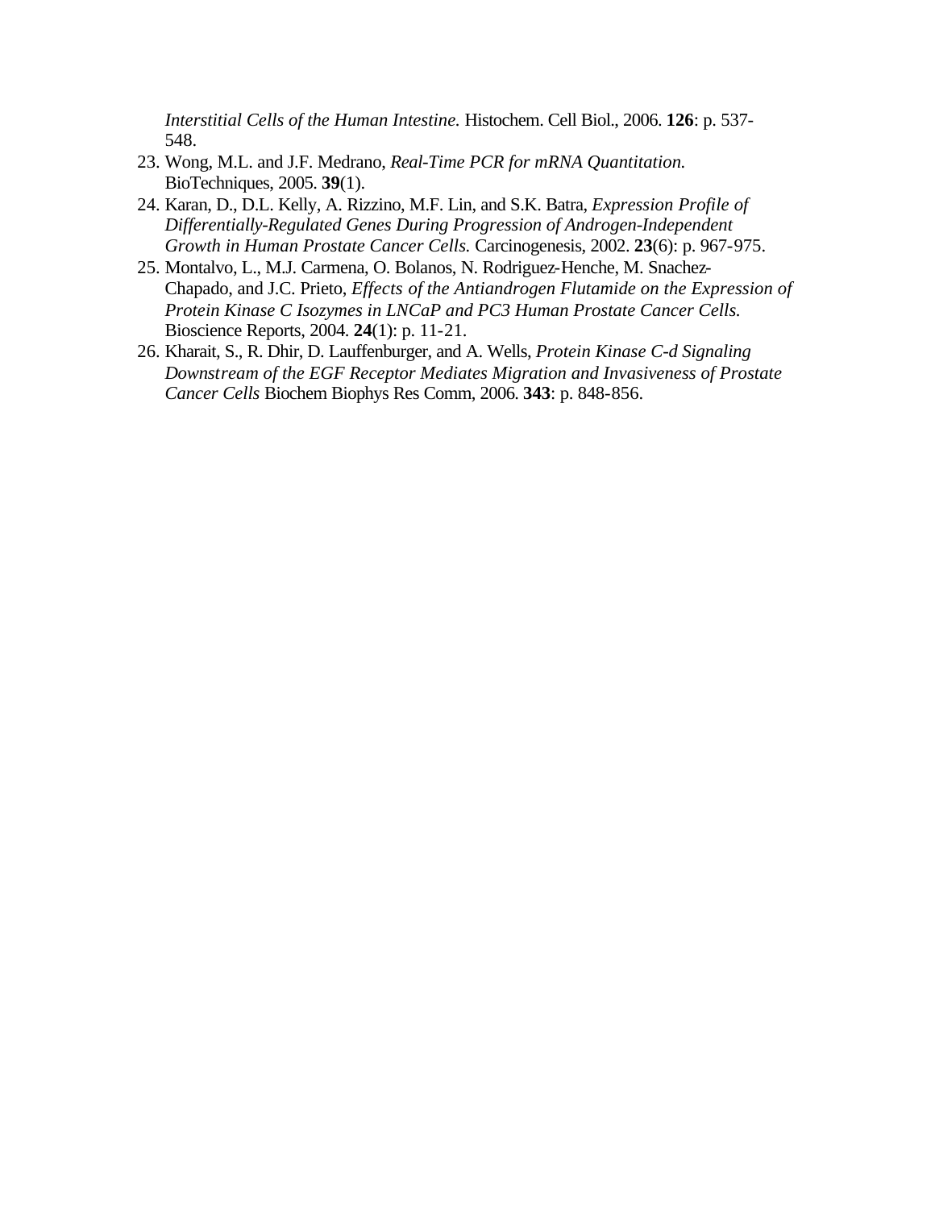*Interstitial Cells of the Human Intestine.* Histochem. Cell Biol., 2006. **126**: p. 537-548.

23. Wong, M.L. and J.F. Medrano, *Real-Time PCR for mRNA Quantitation.* BioTechniques, 2005. **39**(1).
24. Karan, D., D.L. Kelly, A. Rizzino, M.F. Lin, and S.K. Batra, *Expression Profile of Differentially-Regulated Genes During Progression of Androgen-Independent Growth in Human Prostate Cancer Cells.* Carcinogenesis, 2002. **23**(6): p. 967-975.
25. Montalvo, L., M.J. Carmena, O. Bolanos, N. Rodriguez-Henche, M. Snachez-Chapado, and J.C. Prieto, *Effects of the Antiandrogen Flutamide on the Expression of Protein Kinase C Isozymes in LNCaP and PC3 Human Prostate Cancer Cells.* Bioscience Reports, 2004. **24**(1): p. 11-21.
26. Kharait, S., R. Dhir, D. Lauffenburger, and A. Wells, *Protein Kinase C-d Signaling Downstream of the EGF Receptor Mediates Migration and Invasiveness of Prostate Cancer Cells* Biochem Biophys Res Comm, 2006. **343**: p. 848-856.